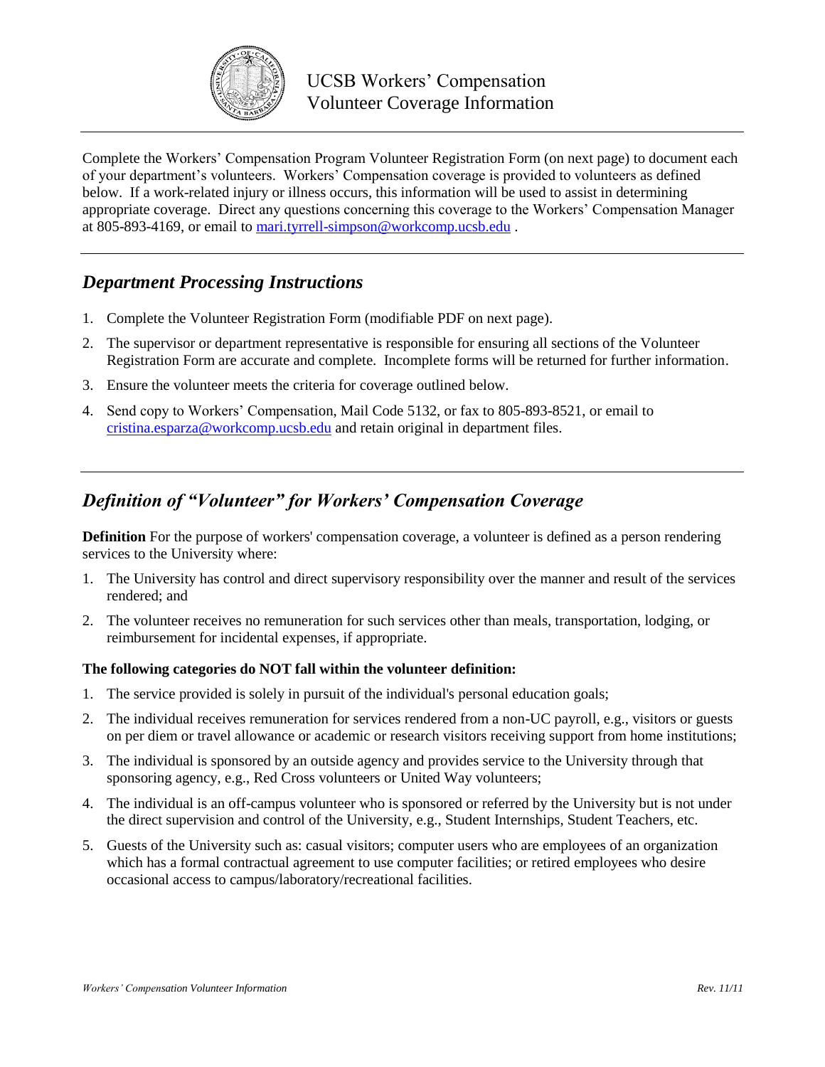# UCSB Workers' Compensation
# Volunteer Coverage Information

Complete the Workers' Compensation Program Volunteer Registration Form (on next page) to document each of your department's volunteers. Workers' Compensation coverage is provided to volunteers as defined below. If a work-related injury or illness occurs, this information will be used to assist in determining appropriate coverage. Direct any questions concerning this coverage to the Workers' Compensation Manager at 805-893-4169, or email to mari.tyrrell-simpson@workcomp.ucsb.edu .

## *Department Processing Instructions*

1. Complete the Volunteer Registration Form (modifiable PDF on next page).
2. The supervisor or department representative is responsible for ensuring all sections of the Volunteer Registration Form are accurate and complete. Incomplete forms will be returned for further information.
3. Ensure the volunteer meets the criteria for coverage outlined below.
4. Send copy to Workers' Compensation, Mail Code 5132, or fax to 805-893-8521, or email to cristina.esparza@workcomp.ucsb.edu and retain original in department files.

## *Definition of "Volunteer" for Workers' Compensation Coverage*

**Definition** For the purpose of workers' compensation coverage, a volunteer is defined as a person rendering services to the University where:

1. The University has control and direct supervisory responsibility over the manner and result of the services rendered; and
2. The volunteer receives no remuneration for such services other than meals, transportation, lodging, or reimbursement for incidental expenses, if appropriate.

**The following categories do NOT fall within the volunteer definition:**

1. The service provided is solely in pursuit of the individual's personal education goals;
2. The individual receives remuneration for services rendered from a non-UC payroll, e.g., visitors or guests on per diem or travel allowance or academic or research visitors receiving support from home institutions;
3. The individual is sponsored by an outside agency and provides service to the University through that sponsoring agency, e.g., Red Cross volunteers or United Way volunteers;
4. The individual is an off-campus volunteer who is sponsored or referred by the University but is not under the direct supervision and control of the University, e.g., Student Internships, Student Teachers, etc.
5. Guests of the University such as: casual visitors; computer users who are employees of an organization which has a formal contractual agreement to use computer facilities; or retired employees who desire occasional access to campus/laboratory/recreational facilities.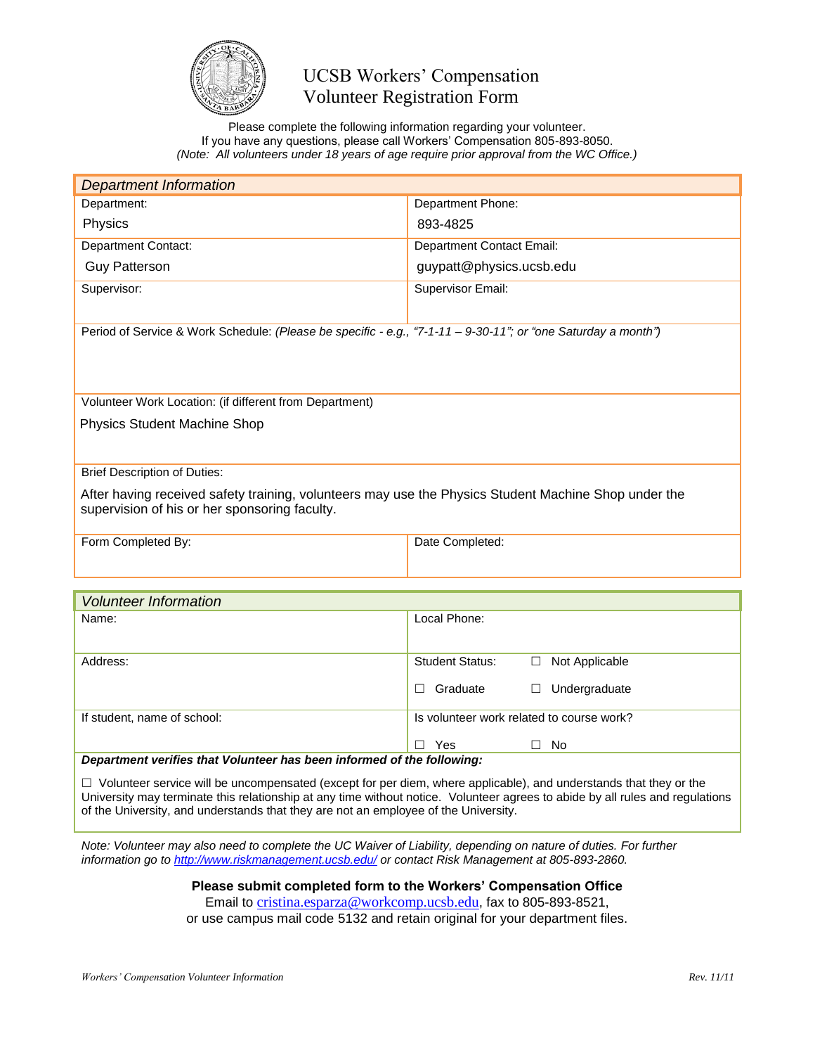# UCSB Workers' Compensation Volunteer Registration Form

Please complete the following information regarding your volunteer.
If you have any questions, please call Workers' Compensation 805-893-8050.
*(Note: All volunteers under 18 years of age require prior approval from the WC Office.)*

| *Department Information* | |
|---|---|
| Department: Physics | Department Phone: 893-4825 |
| Department Contact: Guy Patterson | Department Contact Email: guypatt@physics.ucsb.edu |
| Supervisor: | Supervisor Email: |
| Period of Service & Work Schedule: *(Please be specific - e.g., "7-1-11 – 9-30-11"; or "one Saturday a month")* | |
| Volunteer Work Location: (if different from Department) Physics Student Machine Shop | |
| Brief Description of Duties: After having received safety training, volunteers may use the Physics Student Machine Shop under the supervision of his or her sponsoring faculty. | |
| Form Completed By: | Date Completed: |

| *Volunteer Information* | |
|---|---|
| Name: | Local Phone: |
| Address: | Student Status: ☐ Not Applicable ☐ Graduate ☐ Undergraduate |
| If student, name of school: | Is volunteer work related to course work? ☐ Yes ☐ No |

***Department verifies that Volunteer has been informed of the following:***

☐ Volunteer service will be uncompensated (except for per diem, where applicable), and understands that they or the University may terminate this relationship at any time without notice. Volunteer agrees to abide by all rules and regulations of the University, and understands that they are not an employee of the University.

*Note: Volunteer may also need to complete the UC Waiver of Liability, depending on nature of duties. For further information go to http://www.riskmanagement.ucsb.edu/ or contact Risk Management at 805-893-2860.*

**Please submit completed form to the Workers' Compensation Office**

Email to cristina.esparza@workcomp.ucsb.edu, fax to 805-893-8521,
or use campus mail code 5132 and retain original for your department files.